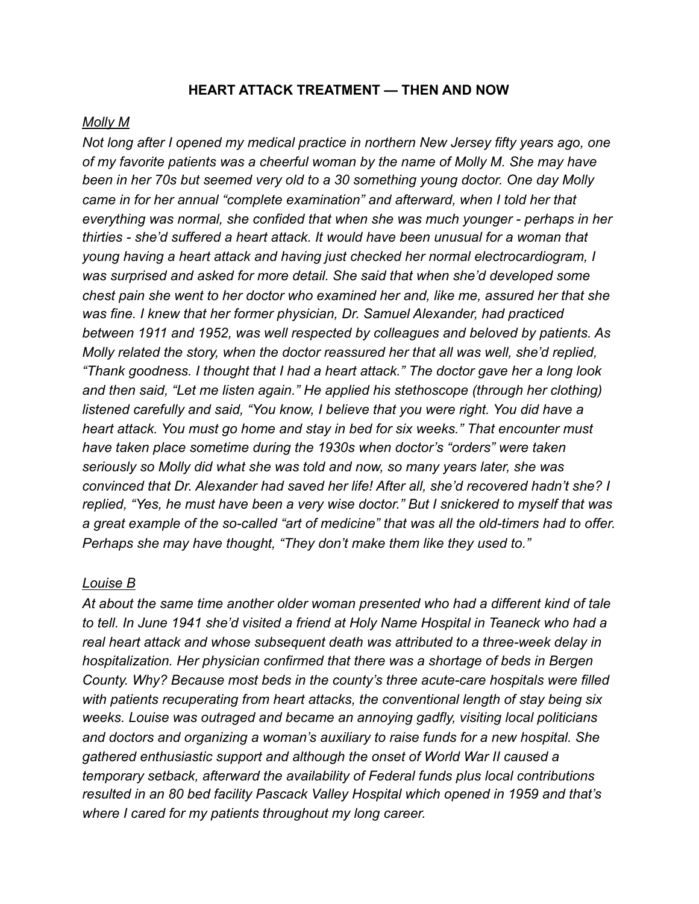# HEART ATTACK TREATMENT — THEN AND NOW

*Molly M*

*Not long after I opened my medical practice in northern New Jersey fifty years ago, one of my favorite patients was a cheerful woman by the name of Molly M. She may have been in her 70s but seemed very old to a 30 something young doctor. One day Molly came in for her annual "complete examination" and afterward, when I told her that everything was normal, she confided that when she was much younger - perhaps in her thirties - she'd suffered a heart attack. It would have been unusual for a woman that young having a heart attack and having just checked her normal electrocardiogram, I was surprised and asked for more detail. She said that when she'd developed some chest pain she went to her doctor who examined her and, like me, assured her that she was fine. I knew that her former physician, Dr. Samuel Alexander, had practiced between 1911 and 1952, was well respected by colleagues and beloved by patients. As Molly related the story, when the doctor reassured her that all was well, she'd replied, "Thank goodness. I thought that I had a heart attack." The doctor gave her a long look and then said, "Let me listen again." He applied his stethoscope (through her clothing) listened carefully and said, "You know, I believe that you were right. You did have a heart attack. You must go home and stay in bed for six weeks." That encounter must have taken place sometime during the 1930s when doctor's "orders" were taken seriously so Molly did what she was told and now, so many years later, she was convinced that Dr. Alexander had saved her life! After all, she'd recovered hadn't she? I replied, "Yes, he must have been a very wise doctor." But I snickered to myself that was a great example of the so-called "art of medicine" that was all the old-timers had to offer. Perhaps she may have thought, "They don't make them like they used to."*

*Louise B*

*At about the same time another older woman presented who had a different kind of tale to tell. In June 1941 she'd visited a friend at Holy Name Hospital in Teaneck who had a real heart attack and whose subsequent death was attributed to a three-week delay in hospitalization. Her physician confirmed that there was a shortage of beds in Bergen County. Why? Because most beds in the county's three acute-care hospitals were filled with patients recuperating from heart attacks, the conventional length of stay being six weeks. Louise was outraged and became an annoying gadfly, visiting local politicians and doctors and organizing a woman's auxiliary to raise funds for a new hospital. She gathered enthusiastic support and although the onset of World War II caused a temporary setback, afterward the availability of Federal funds plus local contributions resulted in an 80 bed facility Pascack Valley Hospital which opened in 1959 and that's where I cared for my patients throughout my long career.*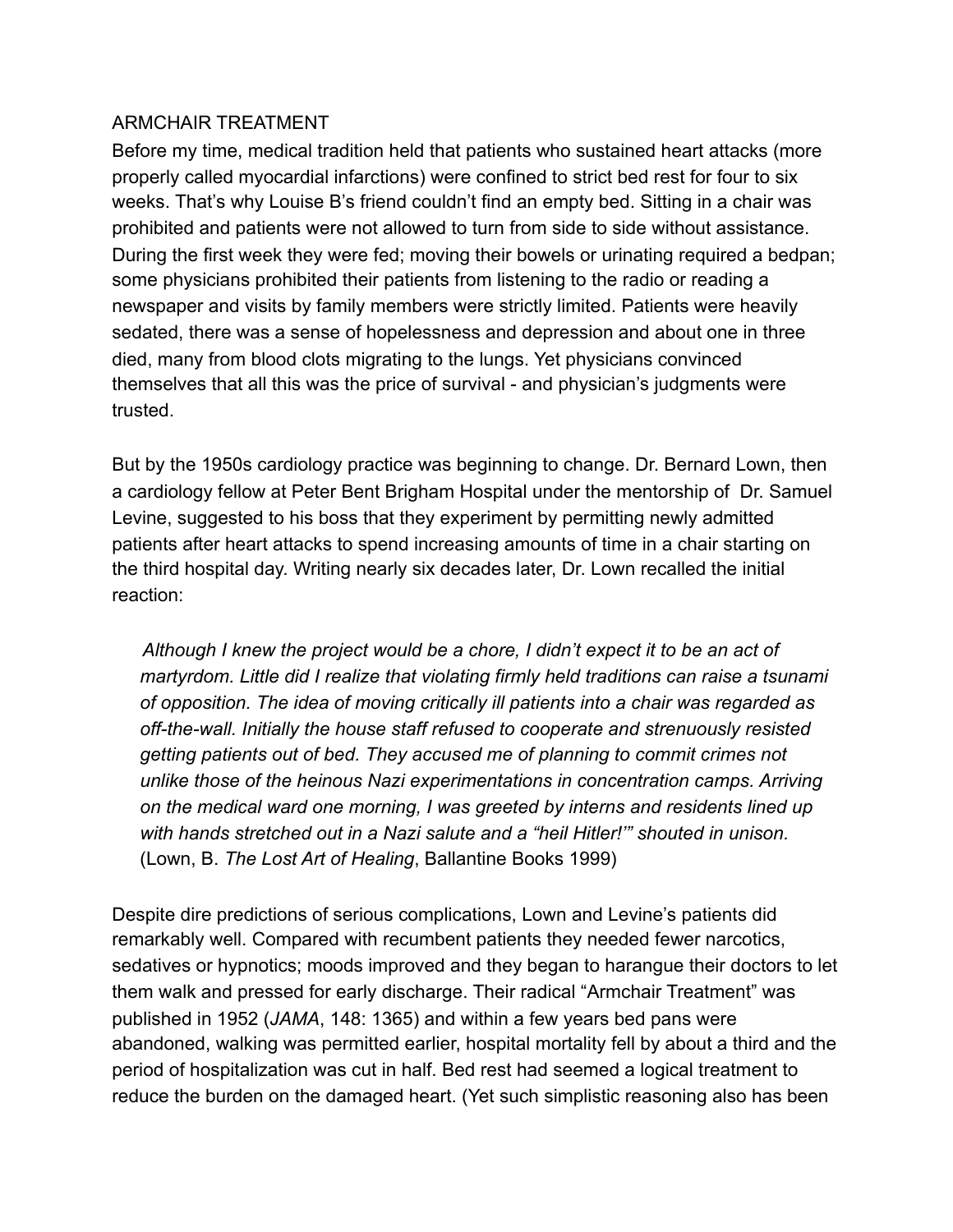ARMCHAIR TREATMENT

Before my time, medical tradition held that patients who sustained heart attacks (more properly called myocardial infarctions) were confined to strict bed rest for four to six weeks. That's why Louise B's friend couldn't find an empty bed. Sitting in a chair was prohibited and patients were not allowed to turn from side to side without assistance. During the first week they were fed; moving their bowels or urinating required a bedpan; some physicians prohibited their patients from listening to the radio or reading a newspaper and visits by family members were strictly limited. Patients were heavily sedated, there was a sense of hopelessness and depression and about one in three died, many from blood clots migrating to the lungs. Yet physicians convinced themselves that all this was the price of survival - and physician's judgments were trusted.

But by the 1950s cardiology practice was beginning to change. Dr. Bernard Lown, then a cardiology fellow at Peter Bent Brigham Hospital under the mentorship of Dr. Samuel Levine, suggested to his boss that they experiment by permitting newly admitted patients after heart attacks to spend increasing amounts of time in a chair starting on the third hospital day. Writing nearly six decades later, Dr. Lown recalled the initial reaction:

> *Although I knew the project would be a chore, I didn't expect it to be an act of martyrdom. Little did I realize that violating firmly held traditions can raise a tsunami of opposition. The idea of moving critically ill patients into a chair was regarded as off-the-wall. Initially the house staff refused to cooperate and strenuously resisted getting patients out of bed. They accused me of planning to commit crimes not unlike those of the heinous Nazi experimentations in concentration camps. Arriving on the medical ward one morning, I was greeted by interns and residents lined up with hands stretched out in a Nazi salute and a "heil Hitler!'" shouted in unison.* (Lown, B. *The Lost Art of Healing*, Ballantine Books 1999)

Despite dire predictions of serious complications, Lown and Levine's patients did remarkably well. Compared with recumbent patients they needed fewer narcotics, sedatives or hypnotics; moods improved and they began to harangue their doctors to let them walk and pressed for early discharge. Their radical "Armchair Treatment" was published in 1952 (*JAMA*, 148: 1365) and within a few years bed pans were abandoned, walking was permitted earlier, hospital mortality fell by about a third and the period of hospitalization was cut in half. Bed rest had seemed a logical treatment to reduce the burden on the damaged heart. (Yet such simplistic reasoning also has been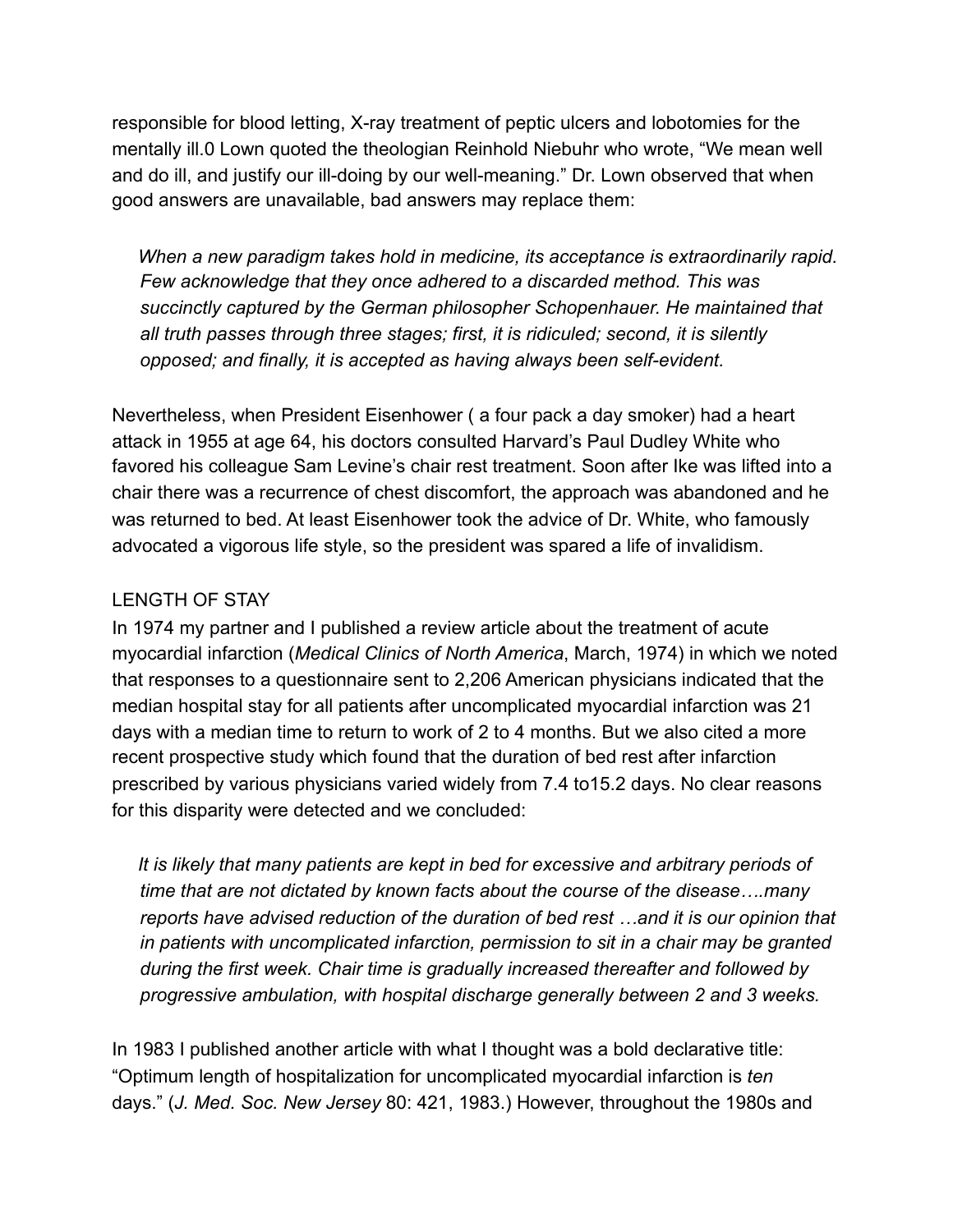responsible for blood letting, X-ray treatment of peptic ulcers and lobotomies for the mentally ill.0 Lown quoted the theologian Reinhold Niebuhr who wrote, “We mean well and do ill, and justify our ill-doing by our well-meaning.” Dr. Lown observed that when good answers are unavailable, bad answers may replace them:

> *When a new paradigm takes hold in medicine, its acceptance is extraordinarily rapid. Few acknowledge that they once adhered to a discarded method. This was succinctly captured by the German philosopher Schopenhauer. He maintained that all truth passes through three stages; first, it is ridiculed; second, it is silently opposed; and finally, it is accepted as having always been self-evident.*

Nevertheless, when President Eisenhower ( a four pack a day smoker) had a heart attack in 1955 at age 64, his doctors consulted Harvard’s Paul Dudley White who favored his colleague Sam Levine’s chair rest treatment. Soon after Ike was lifted into a chair there was a recurrence of chest discomfort, the approach was abandoned and he was returned to bed. At least Eisenhower took the advice of Dr. White, who famously advocated a vigorous life style, so the president was spared a life of invalidism.

## LENGTH OF STAY

In 1974 my partner and I published a review article about the treatment of acute myocardial infarction (*Medical Clinics of North America*, March, 1974) in which we noted that responses to a questionnaire sent to 2,206 American physicians indicated that the median hospital stay for all patients after uncomplicated myocardial infarction was 21 days with a median time to return to work of 2 to 4 months. But we also cited a more recent prospective study which found that the duration of bed rest after infarction prescribed by various physicians varied widely from 7.4 to15.2 days. No clear reasons for this disparity were detected and we concluded:

> *It is likely that many patients are kept in bed for excessive and arbitrary periods of time that are not dictated by known facts about the course of the disease….many reports have advised reduction of the duration of bed rest …and it is our opinion that in patients with uncomplicated infarction, permission to sit in a chair may be granted during the first week. Chair time is gradually increased thereafter and followed by progressive ambulation, with hospital discharge generally between 2 and 3 weeks.*

In 1983 I published another article with what I thought was a bold declarative title: “Optimum length of hospitalization for uncomplicated myocardial infarction is *ten* days.” (*J. Med. Soc. New Jersey* 80: 421, 1983.) However, throughout the 1980s and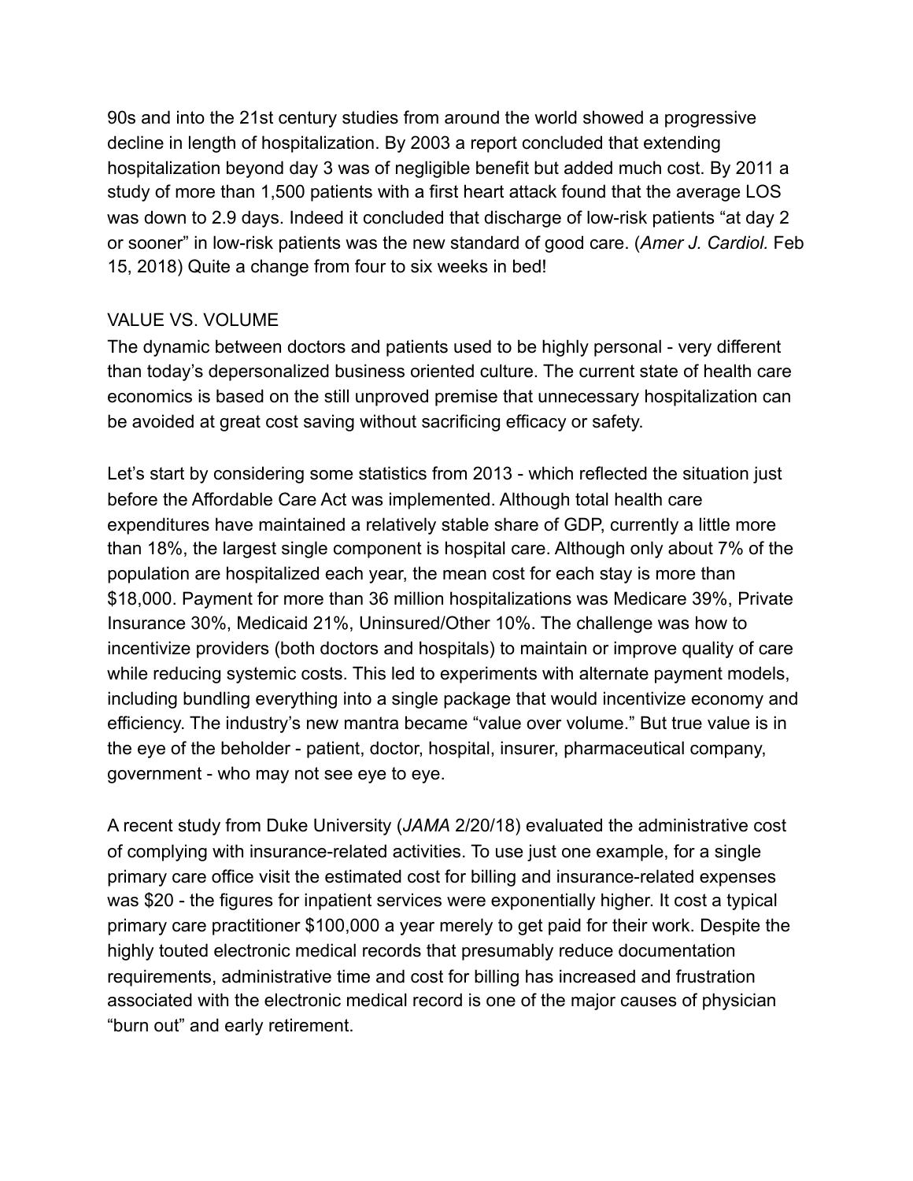90s and into the 21st century studies from around the world showed a progressive decline in length of hospitalization. By 2003 a report concluded that extending hospitalization beyond day 3 was of negligible benefit but added much cost. By 2011 a study of more than 1,500 patients with a first heart attack found that the average LOS was down to 2.9 days. Indeed it concluded that discharge of low-risk patients "at day 2 or sooner" in low-risk patients was the new standard of good care. (*Amer J. Cardiol.* Feb 15, 2018) Quite a change from four to six weeks in bed!

## VALUE VS. VOLUME

The dynamic between doctors and patients used to be highly personal - very different than today's depersonalized business oriented culture. The current state of health care economics is based on the still unproved premise that unnecessary hospitalization can be avoided at great cost saving without sacrificing efficacy or safety.

Let's start by considering some statistics from 2013 - which reflected the situation just before the Affordable Care Act was implemented. Although total health care expenditures have maintained a relatively stable share of GDP, currently a little more than 18%, the largest single component is hospital care. Although only about 7% of the population are hospitalized each year, the mean cost for each stay is more than $18,000. Payment for more than 36 million hospitalizations was Medicare 39%, Private Insurance 30%, Medicaid 21%, Uninsured/Other 10%. The challenge was how to incentivize providers (both doctors and hospitals) to maintain or improve quality of care while reducing systemic costs. This led to experiments with alternate payment models, including bundling everything into a single package that would incentivize economy and efficiency. The industry's new mantra became "value over volume." But true value is in the eye of the beholder - patient, doctor, hospital, insurer, pharmaceutical company, government - who may not see eye to eye.

A recent study from Duke University (*JAMA* 2/20/18) evaluated the administrative cost of complying with insurance-related activities. To use just one example, for a single primary care office visit the estimated cost for billing and insurance-related expenses was $20 - the figures for inpatient services were exponentially higher. It cost a typical primary care practitioner $100,000 a year merely to get paid for their work. Despite the highly touted electronic medical records that presumably reduce documentation requirements, administrative time and cost for billing has increased and frustration associated with the electronic medical record is one of the major causes of physician "burn out" and early retirement.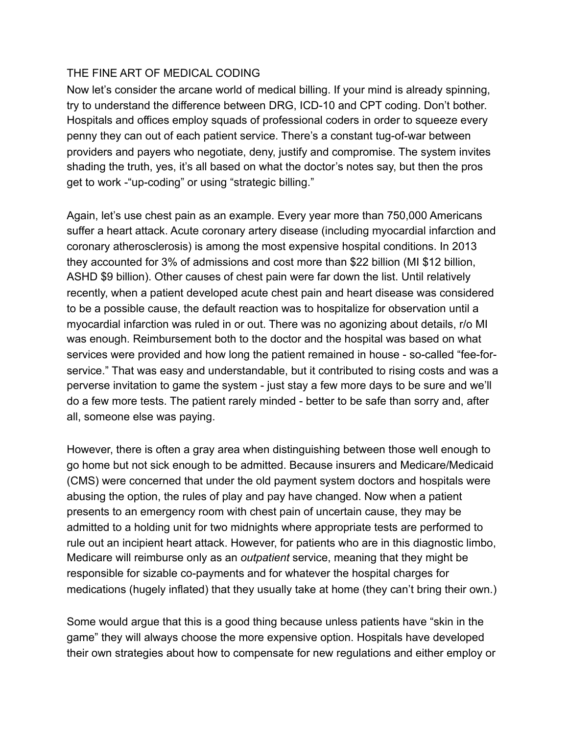## THE FINE ART OF MEDICAL CODING

Now let's consider the arcane world of medical billing. If your mind is already spinning, try to understand the difference between DRG, ICD-10 and CPT coding. Don't bother. Hospitals and offices employ squads of professional coders in order to squeeze every penny they can out of each patient service. There's a constant tug-of-war between providers and payers who negotiate, deny, justify and compromise. The system invites shading the truth, yes, it's all based on what the doctor's notes say, but then the pros get to work -"up-coding" or using "strategic billing."

Again, let's use chest pain as an example. Every year more than 750,000 Americans suffer a heart attack. Acute coronary artery disease (including myocardial infarction and coronary atherosclerosis) is among the most expensive hospital conditions. In 2013 they accounted for 3% of admissions and cost more than $22 billion (MI $12 billion, ASHD $9 billion). Other causes of chest pain were far down the list. Until relatively recently, when a patient developed acute chest pain and heart disease was considered to be a possible cause, the default reaction was to hospitalize for observation until a myocardial infarction was ruled in or out. There was no agonizing about details, r/o MI was enough. Reimbursement both to the doctor and the hospital was based on what services were provided and how long the patient remained in house - so-called "fee-for-service." That was easy and understandable, but it contributed to rising costs and was a perverse invitation to game the system - just stay a few more days to be sure and we'll do a few more tests. The patient rarely minded - better to be safe than sorry and, after all, someone else was paying.

However, there is often a gray area when distinguishing between those well enough to go home but not sick enough to be admitted. Because insurers and Medicare/Medicaid (CMS) were concerned that under the old payment system doctors and hospitals were abusing the option, the rules of play and pay have changed. Now when a patient presents to an emergency room with chest pain of uncertain cause, they may be admitted to a holding unit for two midnights where appropriate tests are performed to rule out an incipient heart attack. However, for patients who are in this diagnostic limbo, Medicare will reimburse only as an *outpatient* service, meaning that they might be responsible for sizable co-payments and for whatever the hospital charges for medications (hugely inflated) that they usually take at home (they can't bring their own.)

Some would argue that this is a good thing because unless patients have "skin in the game" they will always choose the more expensive option. Hospitals have developed their own strategies about how to compensate for new regulations and either employ or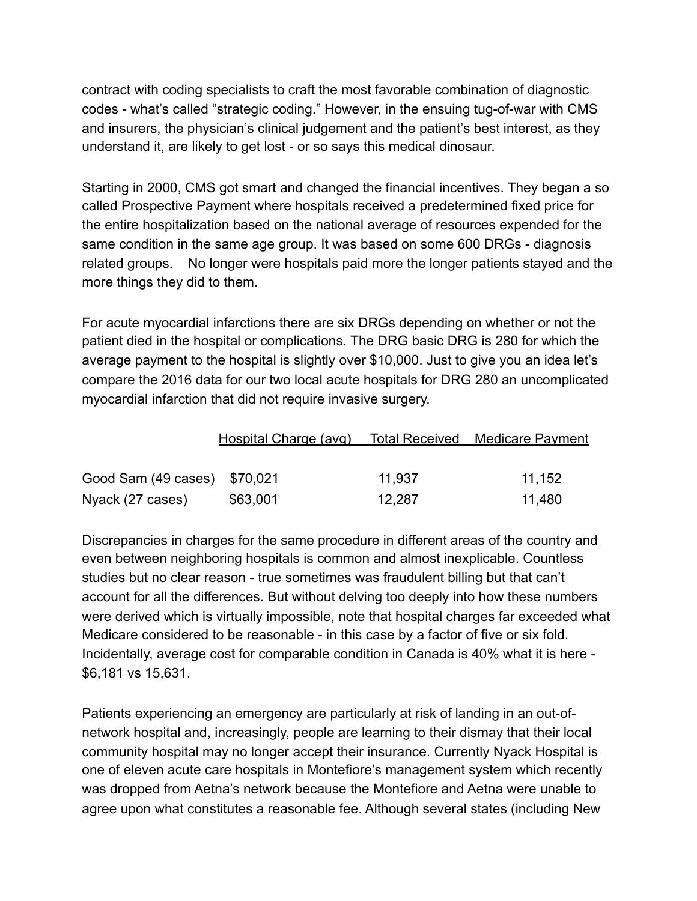contract with coding specialists to craft the most favorable combination of diagnostic codes - what's called "strategic coding." However, in the ensuing tug-of-war with CMS and insurers, the physician's clinical judgement and the patient's best interest, as they understand it, are likely to get lost - or so says this medical dinosaur.

Starting in 2000, CMS got smart and changed the financial incentives. They began a so called Prospective Payment where hospitals received a predetermined fixed price for the entire hospitalization based on the national average of resources expended for the same condition in the same age group. It was based on some 600 DRGs - diagnosis related groups. No longer were hospitals paid more the longer patients stayed and the more things they did to them.

For acute myocardial infarctions there are six DRGs depending on whether or not the patient died in the hospital or complications. The DRG basic DRG is 280 for which the average payment to the hospital is slightly over $10,000. Just to give you an idea let's compare the 2016 data for our two local acute hospitals for DRG 280 an uncomplicated myocardial infarction that did not require invasive surgery.

| | Hospital Charge (avg) | Total Received | Medicare Payment |
|---|---|---|---|
| Good Sam (49 cases) | $70,021 | 11,937 | 11,152 |
| Nyack (27 cases) | $63,001 | 12,287 | 11,480 |

Discrepancies in charges for the same procedure in different areas of the country and even between neighboring hospitals is common and almost inexplicable. Countless studies but no clear reason - true sometimes was fraudulent billing but that can't account for all the differences. But without delving too deeply into how these numbers were derived which is virtually impossible, note that hospital charges far exceeded what Medicare considered to be reasonable - in this case by a factor of five or six fold. Incidentally, average cost for comparable condition in Canada is 40% what it is here - $6,181 vs 15,631.

Patients experiencing an emergency are particularly at risk of landing in an out-of-network hospital and, increasingly, people are learning to their dismay that their local community hospital may no longer accept their insurance. Currently Nyack Hospital is one of eleven acute care hospitals in Montefiore's management system which recently was dropped from Aetna's network because the Montefiore and Aetna were unable to agree upon what constitutes a reasonable fee. Although several states (including New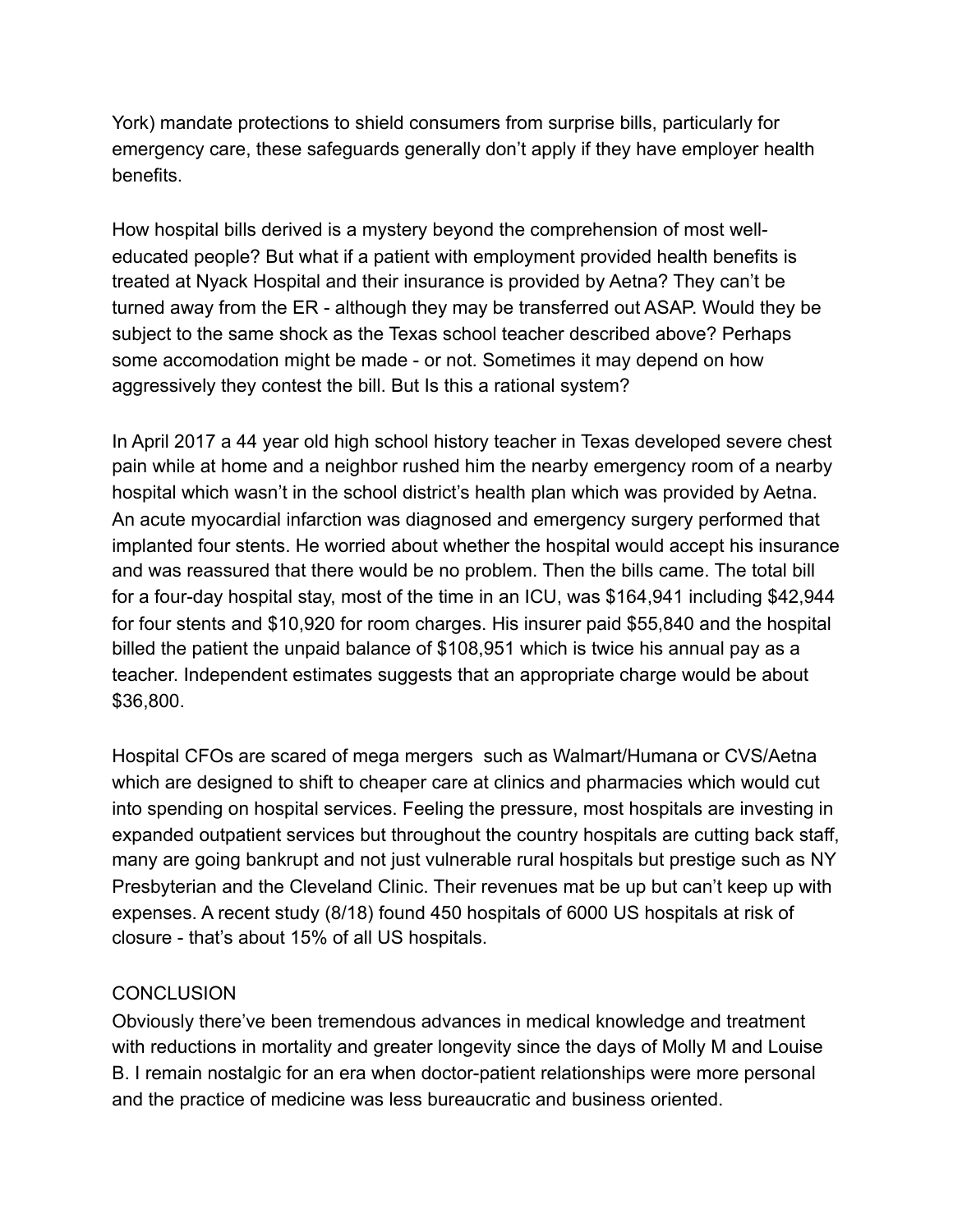York) mandate protections to shield consumers from surprise bills, particularly for emergency care, these safeguards generally don't apply if they have employer health benefits.

How hospital bills derived is a mystery beyond the comprehension of most well-educated people? But what if a patient with employment provided health benefits is treated at Nyack Hospital and their insurance is provided by Aetna? They can't be turned away from the ER - although they may be transferred out ASAP. Would they be subject to the same shock as the Texas school teacher described above? Perhaps some accomodation might be made - or not. Sometimes it may depend on how aggressively they contest the bill. But Is this a rational system?

In April 2017 a 44 year old high school history teacher in Texas developed severe chest pain while at home and a neighbor rushed him the nearby emergency room of a nearby hospital which wasn't in the school district's health plan which was provided by Aetna. An acute myocardial infarction was diagnosed and emergency surgery performed that implanted four stents. He worried about whether the hospital would accept his insurance and was reassured that there would be no problem. Then the bills came. The total bill for a four-day hospital stay, most of the time in an ICU, was $164,941 including $42,944 for four stents and $10,920 for room charges. His insurer paid $55,840 and the hospital billed the patient the unpaid balance of $108,951 which is twice his annual pay as a teacher. Independent estimates suggests that an appropriate charge would be about $36,800.

Hospital CFOs are scared of mega mergers such as Walmart/Humana or CVS/Aetna which are designed to shift to cheaper care at clinics and pharmacies which would cut into spending on hospital services. Feeling the pressure, most hospitals are investing in expanded outpatient services but throughout the country hospitals are cutting back staff, many are going bankrupt and not just vulnerable rural hospitals but prestige such as NY Presbyterian and the Cleveland Clinic. Their revenues mat be up but can't keep up with expenses. A recent study (8/18) found 450 hospitals of 6000 US hospitals at risk of closure - that's about 15% of all US hospitals.

## CONCLUSION

Obviously there've been tremendous advances in medical knowledge and treatment with reductions in mortality and greater longevity since the days of Molly M and Louise B. I remain nostalgic for an era when doctor-patient relationships were more personal and the practice of medicine was less bureaucratic and business oriented.